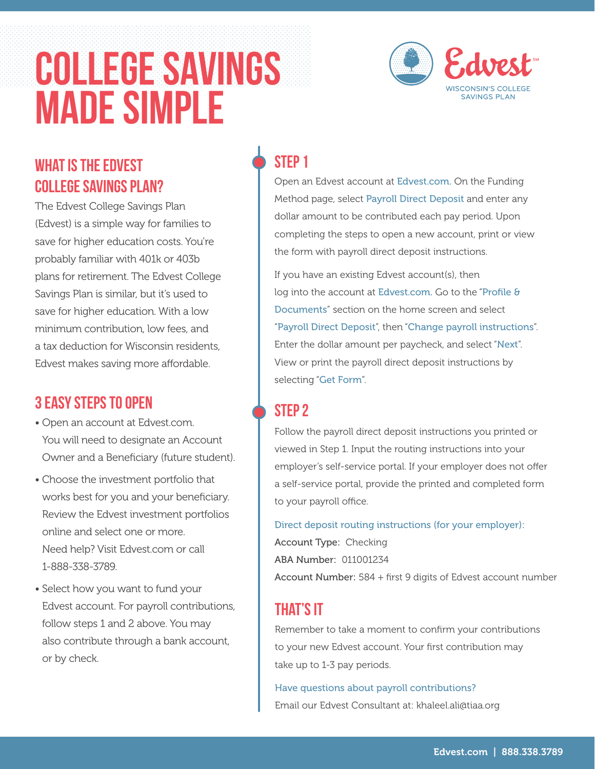# COLLEGE SAVINGS MADE SIMPLE

Edvest[SM]
WISCONSIN'S COLLEGE SAVINGS PLAN

## WHAT IS THE EDVEST COLLEGE SAVINGS PLAN?

The Edvest College Savings Plan (Edvest) is a simple way for families to save for higher education costs. You're probably familiar with 401k or 403b plans for retirement. The Edvest College Savings Plan is similar, but it's used to save for higher education. With a low minimum contribution, low fees, and a tax deduction for Wisconsin residents, Edvest makes saving more affordable.

## 3 EASY STEPS TO OPEN

- Open an account at Edvest.com. You will need to designate an Account Owner and a Beneficiary (future student).
- Choose the investment portfolio that works best for you and your beneficiary. Review the Edvest investment portfolios online and select one or more. Need help? Visit Edvest.com or call 1-888-338-3789.
- Select how you want to fund your Edvest account. For payroll contributions, follow steps 1 and 2 above. You may also contribute through a bank account, or by check.

## STEP 1

Open an Edvest account at Edvest.com. On the Funding Method page, select Payroll Direct Deposit and enter any dollar amount to be contributed each pay period. Upon completing the steps to open a new account, print or view the form with payroll direct deposit instructions.

If you have an existing Edvest account(s), then log into the account at Edvest.com. Go to the "Profile & Documents" section on the home screen and select "Payroll Direct Deposit", then "Change payroll instructions". Enter the dollar amount per paycheck, and select "Next". View or print the payroll direct deposit instructions by selecting "Get Form".

## STEP 2

Follow the payroll direct deposit instructions you printed or viewed in Step 1. Input the routing instructions into your employer's self-service portal. If your employer does not offer a self-service portal, provide the printed and completed form to your payroll office.

Direct deposit routing instructions (for your employer):

**Account Type:** Checking
**ABA Number:** 011001234
**Account Number:** 584 + first 9 digits of Edvest account number

## THAT'S IT

Remember to take a moment to confirm your contributions to your new Edvest account. Your first contribution may take up to 1-3 pay periods.

Have questions about payroll contributions?
Email our Edvest Consultant at: khaleel.ali@tiaa.org

Edvest.com | 888.338.3789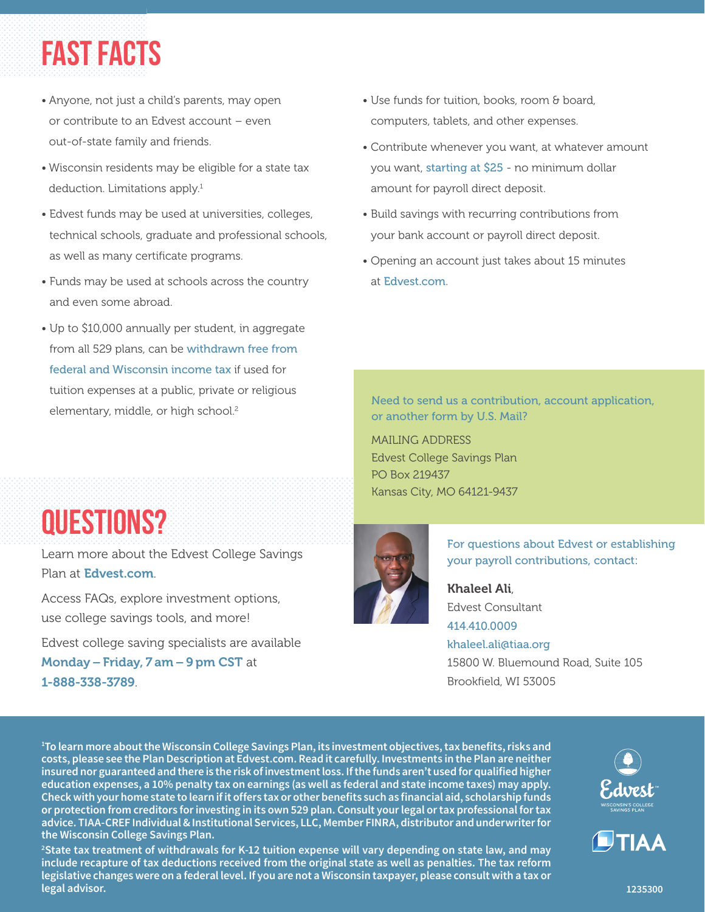# FAST FACTS

- Anyone, not just a child's parents, may open or contribute to an Edvest account – even out-of-state family and friends.
- Wisconsin residents may be eligible for a state tax deduction. Limitations apply.[1]
- Edvest funds may be used at universities, colleges, technical schools, graduate and professional schools, as well as many certificate programs.
- Funds may be used at schools across the country and even some abroad.
- Up to $10,000 annually per student, in aggregate from all 529 plans, can be withdrawn free from federal and Wisconsin income tax if used for tuition expenses at a public, private or religious elementary, middle, or high school.[2]
- Use funds for tuition, books, room & board, computers, tablets, and other expenses.
- Contribute whenever you want, at whatever amount you want, starting at $25 - no minimum dollar amount for payroll direct deposit.
- Build savings with recurring contributions from your bank account or payroll direct deposit.
- Opening an account just takes about 15 minutes at Edvest.com.

Need to send us a contribution, account application, or another form by U.S. Mail?

MAILING ADDRESS
Edvest College Savings Plan
PO Box 219437
Kansas City, MO 64121-9437

# QUESTIONS?

Learn more about the Edvest College Savings Plan at **Edvest.com**.

Access FAQs, explore investment options, use college savings tools, and more!

Edvest college saving specialists are available **Monday – Friday, 7 am – 9 pm CST** at **1-888-338-3789**.

For questions about Edvest or establishing your payroll contributions, contact:

**Khaleel Ali**,
Edvest Consultant
414.410.0009
khaleel.ali@tiaa.org
15800 W. Bluemound Road, Suite 105
Brookfield, WI 53005

**[1]To learn more about the Wisconsin College Savings Plan, its investment objectives, tax benefits, risks and costs, please see the Plan Description at Edvest.com. Read it carefully. Investments in the Plan are neither insured nor guaranteed and there is the risk of investment loss. If the funds aren't used for qualified higher education expenses, a 10% penalty tax on earnings (as well as federal and state income taxes) may apply. Check with your home state to learn if it offers tax or other benefits such as financial aid, scholarship funds or protection from creditors for investing in its own 529 plan. Consult your legal or tax professional for tax advice. TIAA-CREF Individual & Institutional Services, LLC, Member FINRA, distributor and underwriter for the Wisconsin College Savings Plan.**

**[2]State tax treatment of withdrawals for K-12 tuition expense will vary depending on state law, and may include recapture of tax deductions received from the original state as well as penalties. The tax reform legislative changes were on a federal level. If you are not a Wisconsin taxpayer, please consult with a tax or legal advisor.**

Edvest
WISCONSIN'S COLLEGE SAVINGS PLAN

TIAA

1235300